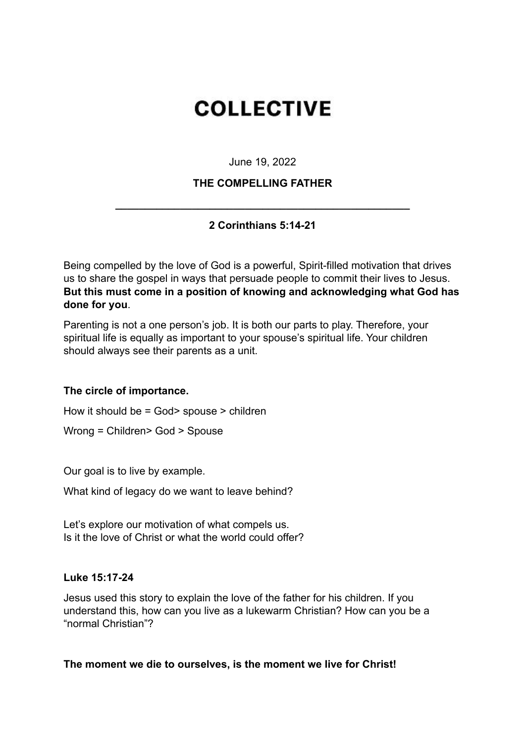# COLLECTIVE

June 19, 2022

**THE COMPELLING FATHER**

---

**2 Corinthians 5:14-21**

Being compelled by the love of God is a powerful, Spirit-filled motivation that drives us to share the gospel in ways that persuade people to commit their lives to Jesus. **But this must come in a position of knowing and acknowledging what God has done for you**.

Parenting is not a one person's job. It is both our parts to play. Therefore, your spiritual life is equally as important to your spouse's spiritual life. Your children should always see their parents as a unit.

**The circle of importance.**

How it should be = God> spouse > children

Wrong = Children> God > Spouse

Our goal is to live by example.

What kind of legacy do we want to leave behind?

Let's explore our motivation of what compels us.
Is it the love of Christ or what the world could offer?

**Luke 15:17-24**

Jesus used this story to explain the love of the father for his children. If you understand this, how can you live as a lukewarm Christian? How can you be a "normal Christian"?

**The moment we die to ourselves, is the moment we live for Christ!**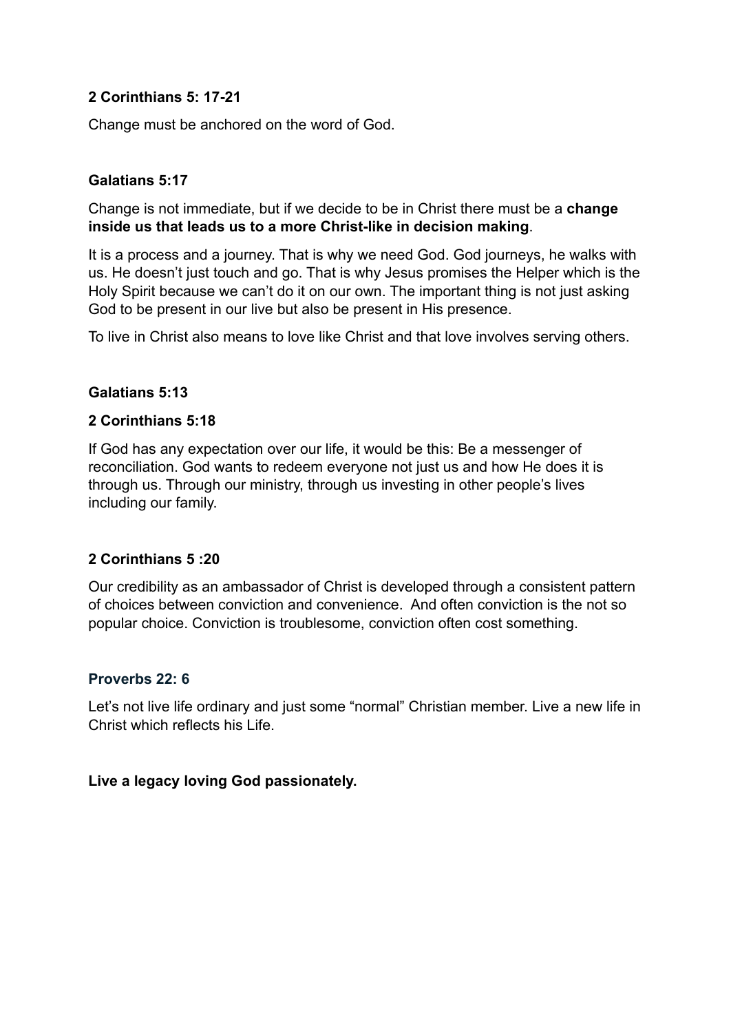**2 Corinthians 5: 17-21**

Change must be anchored on the word of God.

**Galatians 5:17**

Change is not immediate, but if we decide to be in Christ there must be a **change inside us that leads us to a more Christ-like in decision making**.

It is a process and a journey. That is why we need God. God journeys, he walks with us. He doesn't just touch and go. That is why Jesus promises the Helper which is the Holy Spirit because we can't do it on our own. The important thing is not just asking God to be present in our live but also be present in His presence.

To live in Christ also means to love like Christ and that love involves serving others.

**Galatians 5:13**

**2 Corinthians 5:18**

If God has any expectation over our life, it would be this: Be a messenger of reconciliation. God wants to redeem everyone not just us and how He does it is through us. Through our ministry, through us investing in other people's lives including our family.

**2 Corinthians 5 :20**

Our credibility as an ambassador of Christ is developed through a consistent pattern of choices between conviction and convenience. And often conviction is the not so popular choice. Conviction is troublesome, conviction often cost something.

**Proverbs 22: 6**

Let's not live life ordinary and just some "normal" Christian member. Live a new life in Christ which reflects his Life.

**Live a legacy loving God passionately.**